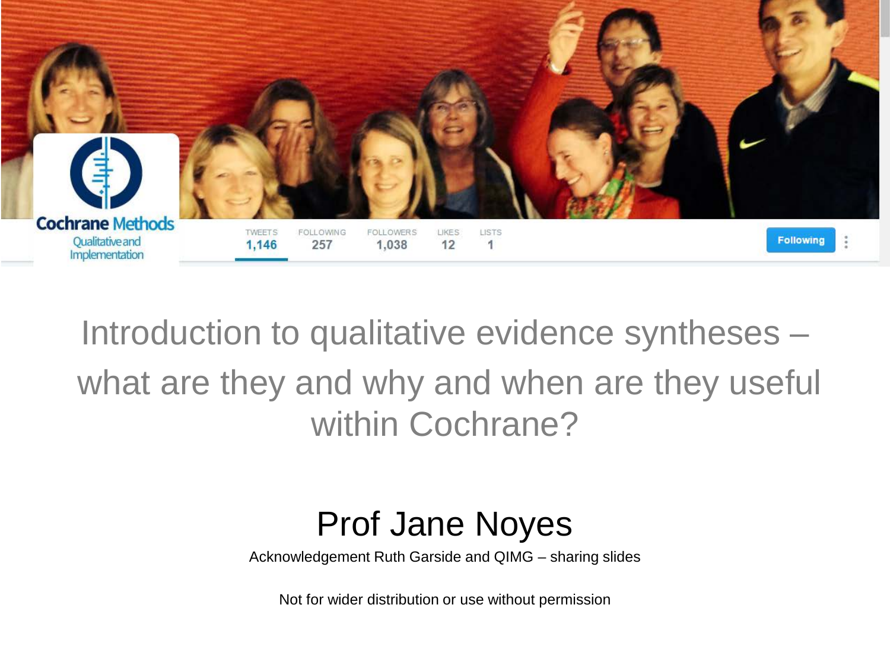# Introduction to qualitative evidence syntheses – what are they and why and when are they useful within Cochrane?

## Prof Jane Noyes

Acknowledgement Ruth Garside and QIMG – sharing slides

Not for wider distribution or use without permission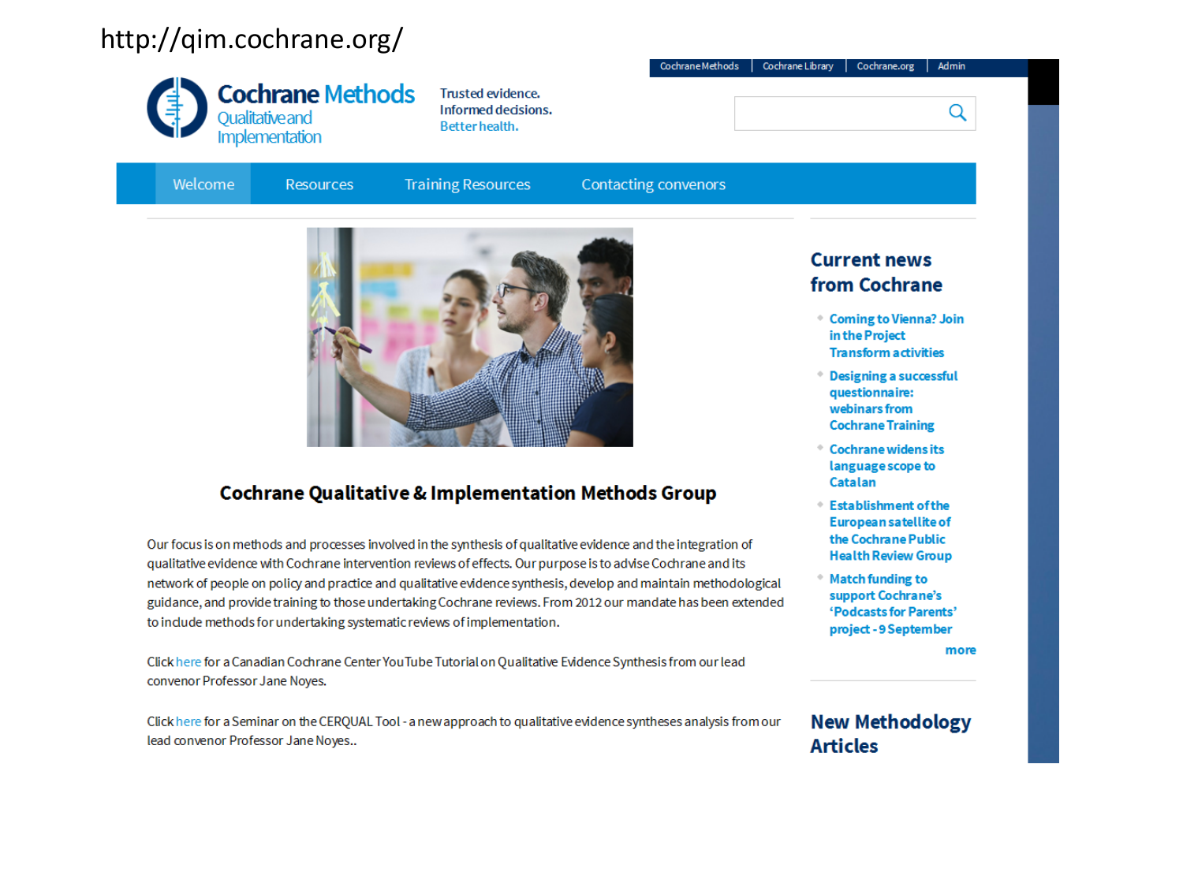http://qim.cochrane.org/

Cochrane Methods | Cochrane Library | Cochrane.org | Admin

**Cochrane Methods** Qualitative and Implementation

Trusted evidence.
Informed decisions.
Better health.

Welcome | Resources | Training Resources | Contacting convenors

## Cochrane Qualitative & Implementation Methods Group

Our focus is on methods and processes involved in the synthesis of qualitative evidence and the integration of qualitative evidence with Cochrane intervention reviews of effects. Our purpose is to advise Cochrane and its network of people on policy and practice and qualitative evidence synthesis, develop and maintain methodological guidance, and provide training to those undertaking Cochrane reviews. From 2012 our mandate has been extended to include methods for undertaking systematic reviews of implementation.

Click here for a Canadian Cochrane Center YouTube Tutorial on Qualitative Evidence Synthesis from our lead convenor Professor Jane Noyes.

Click here for a Seminar on the CERQUAL Tool - a new approach to qualitative evidence syntheses analysis from our lead convenor Professor Jane Noyes..

## Current news from Cochrane

- Coming to Vienna? Join in the Project Transform activities
- Designing a successful questionnaire: webinars from Cochrane Training
- Cochrane widens its language scope to Catalan
- Establishment of the European satellite of the Cochrane Public Health Review Group
- Match funding to support Cochrane's 'Podcasts for Parents' project - 9 September

more

## New Methodology Articles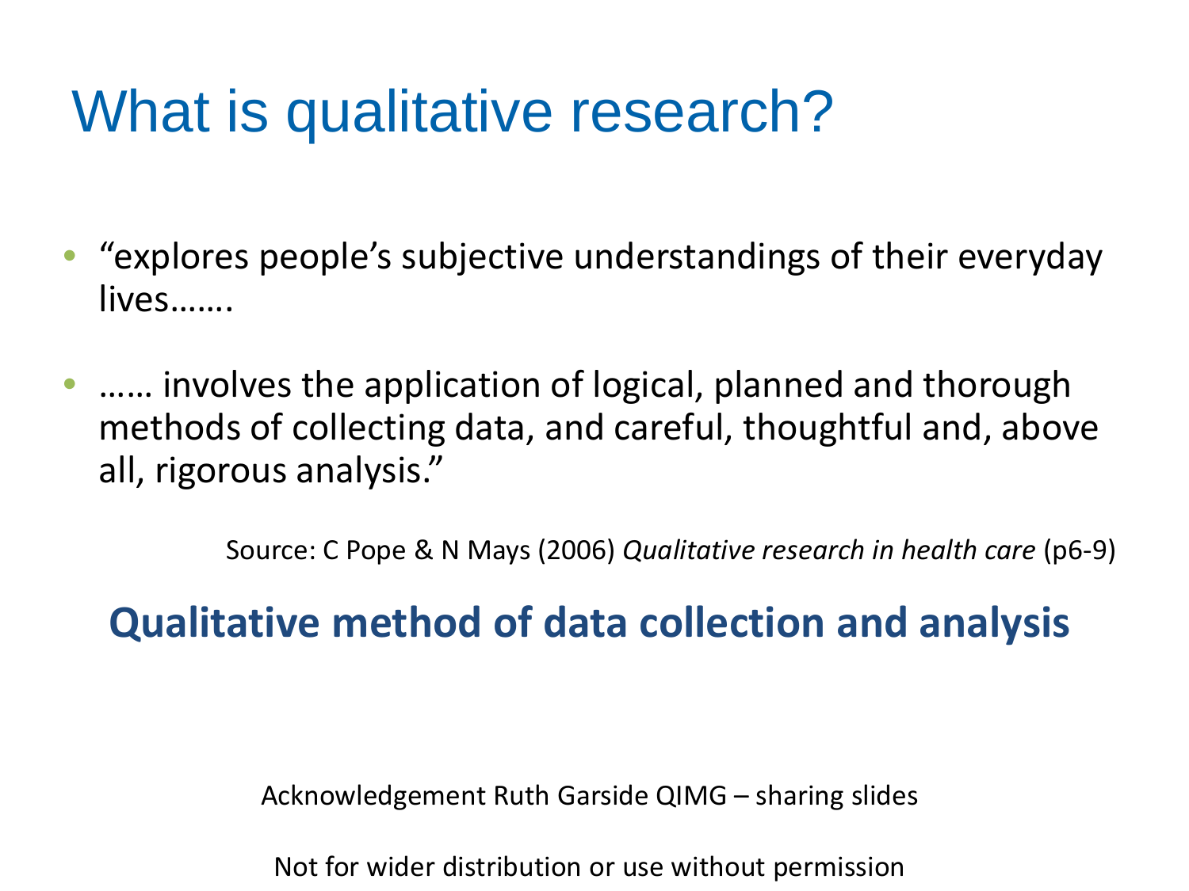# What is qualitative research?

- "explores people's subjective understandings of their everyday lives…….
- …… involves the application of logical, planned and thorough methods of collecting data, and careful, thoughtful and, above all, rigorous analysis."

Source: C Pope & N Mays (2006) *Qualitative research in health care* (p6-9)

**Qualitative method of data collection and analysis**

Acknowledgement Ruth Garside QIMG – sharing slides

Not for wider distribution or use without permission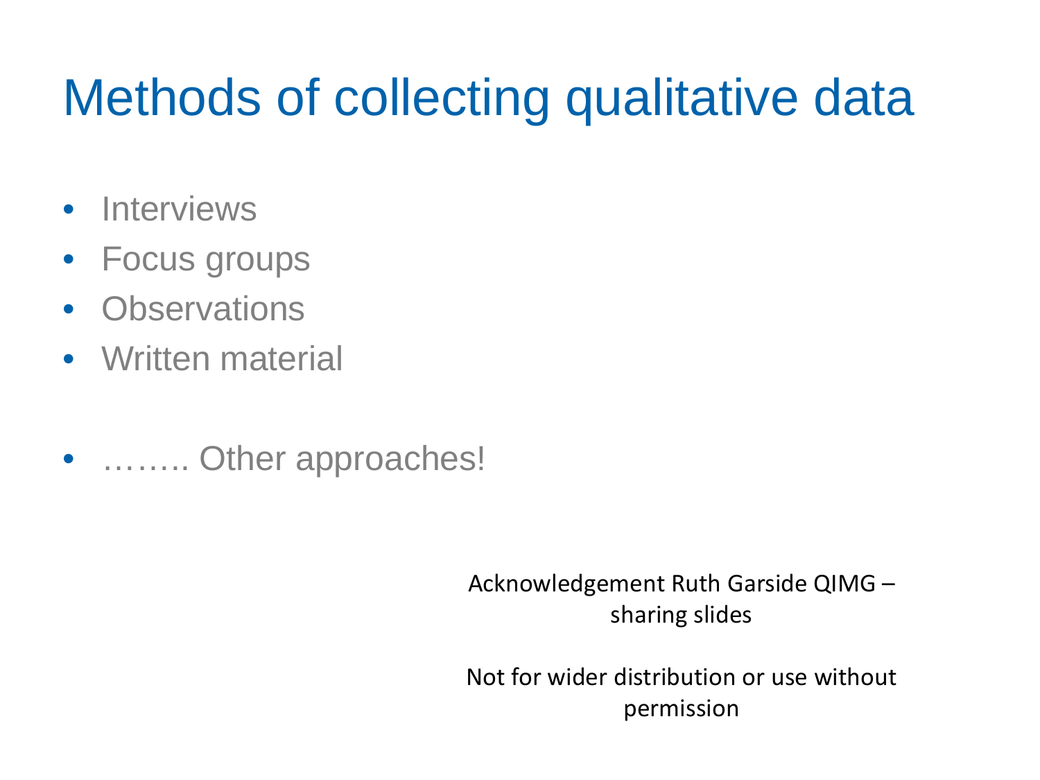# Methods of collecting qualitative data

- Interviews
- Focus groups
- Observations
- Written material

- …….. Other approaches!

Acknowledgement Ruth Garside QIMG – sharing slides

Not for wider distribution or use without permission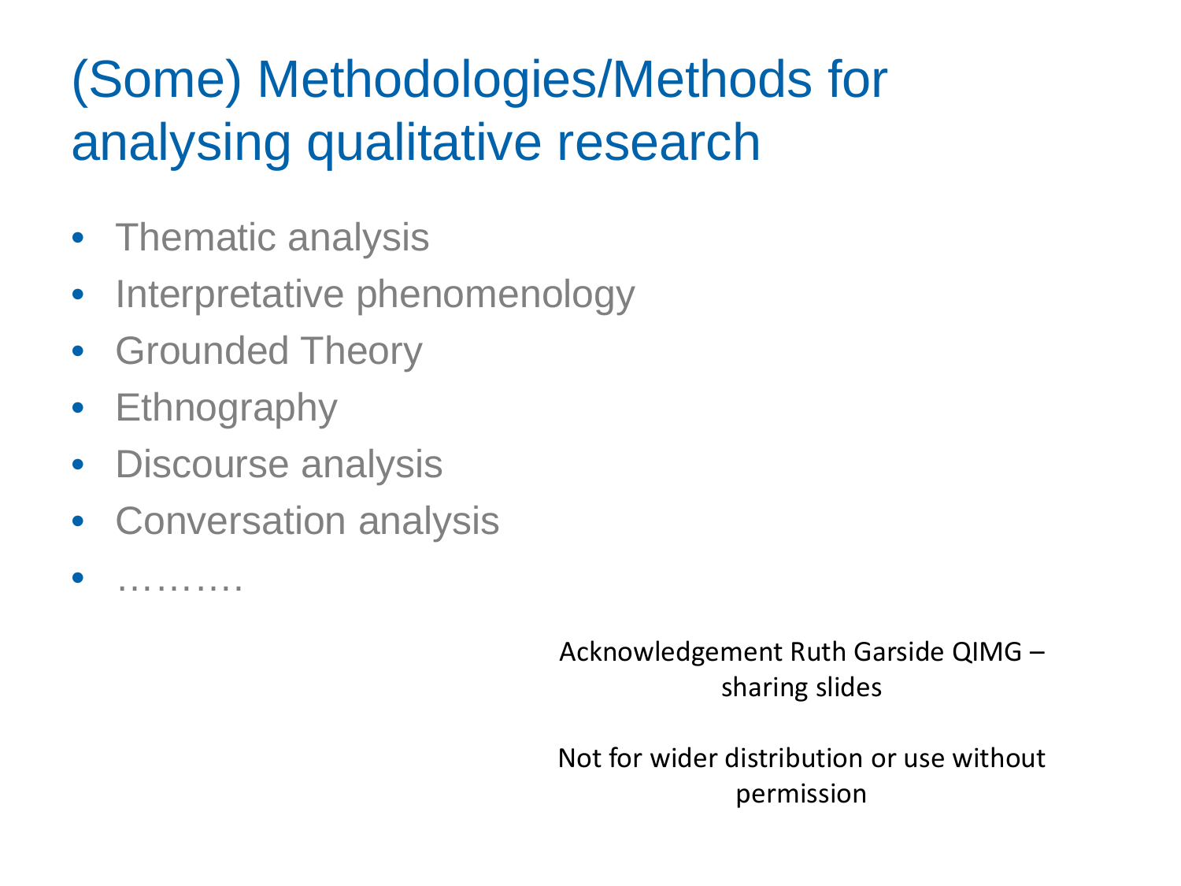# (Some) Methodologies/Methods for analysing qualitative research

- Thematic analysis
- Interpretative phenomenology
- Grounded Theory
- Ethnography
- Discourse analysis
- Conversation analysis
- ……….

Acknowledgement Ruth Garside QIMG – sharing slides

Not for wider distribution or use without permission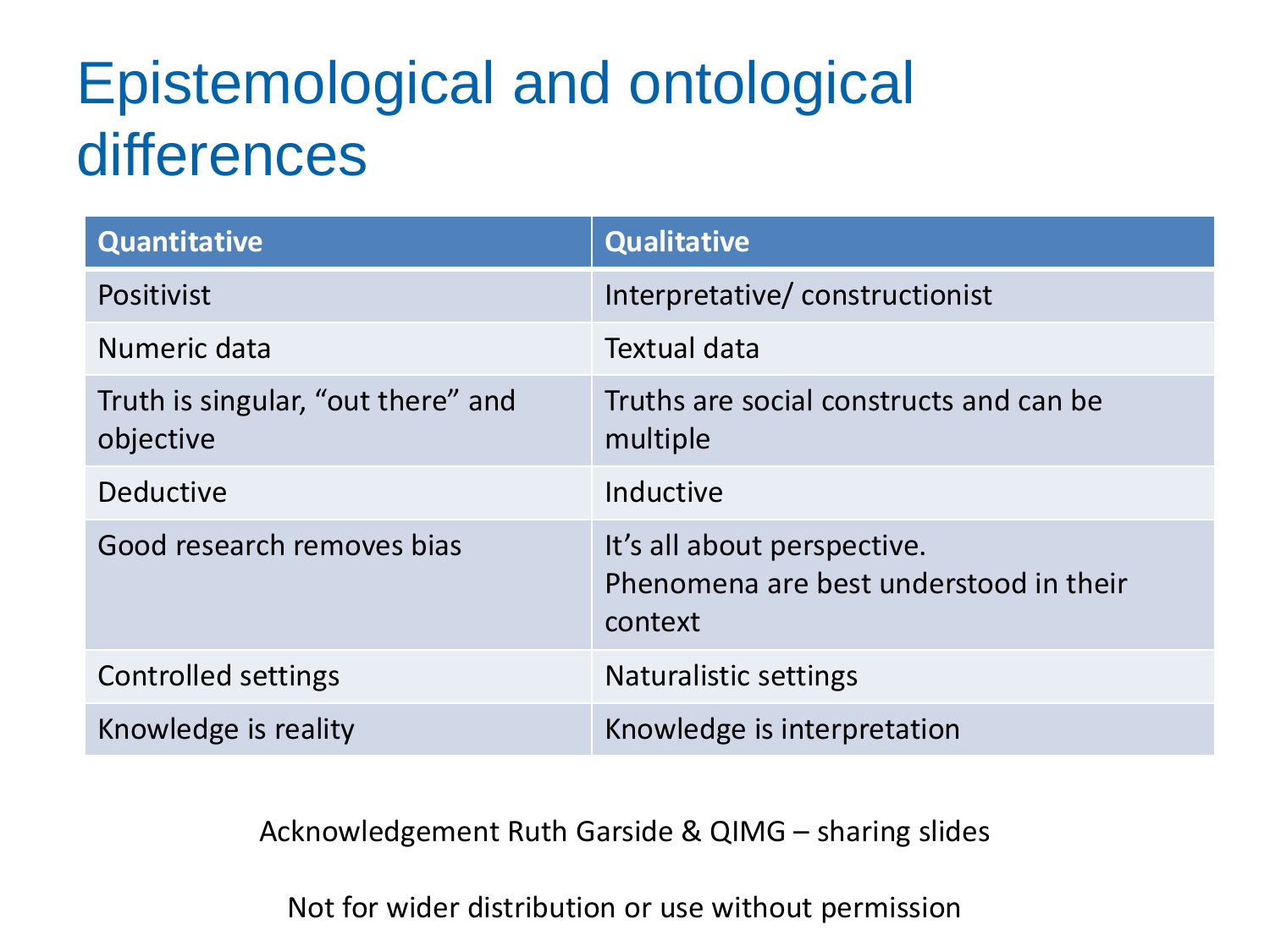# Epistemological and ontological differences

| Quantitative | Qualitative |
|---|---|
| Positivist | Interpretative/ constructionist |
| Numeric data | Textual data |
| Truth is singular, "out there" and objective | Truths are social constructs and can be multiple |
| Deductive | Inductive |
| Good research removes bias | It's all about perspective.<br>Phenomena are best understood in their context |
| Controlled settings | Naturalistic settings |
| Knowledge is reality | Knowledge is interpretation |

Acknowledgement Ruth Garside & QIMG – sharing slides

Not for wider distribution or use without permission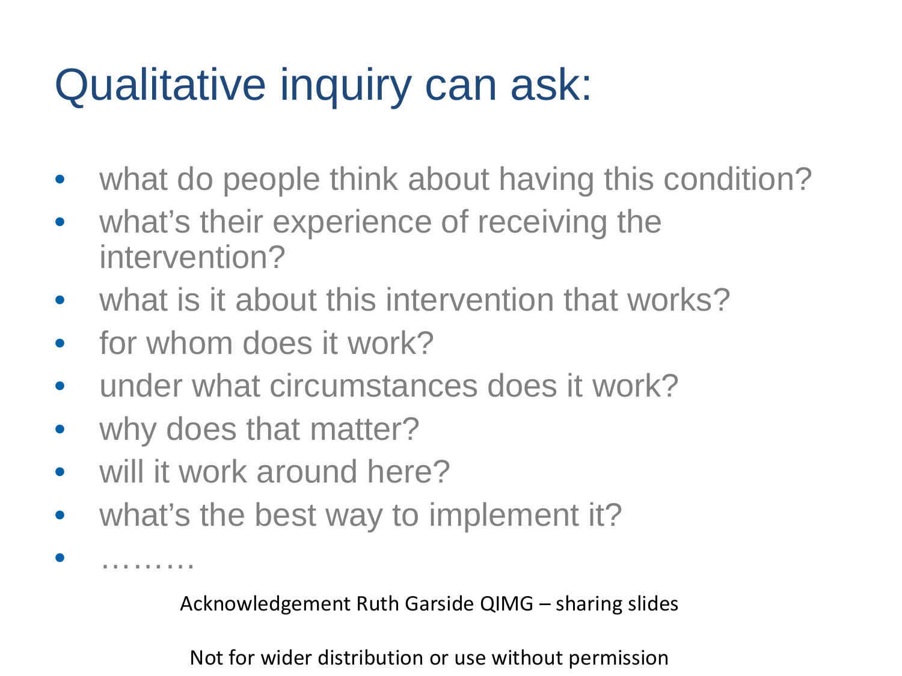# Qualitative inquiry can ask:

- what do people think about having this condition?
- what's their experience of receiving the intervention?
- what is it about this intervention that works?
- for whom does it work?
- under what circumstances does it work?
- why does that matter?
- will it work around here?
- what's the best way to implement it?
- ………

Acknowledgement Ruth Garside QIMG – sharing slides

Not for wider distribution or use without permission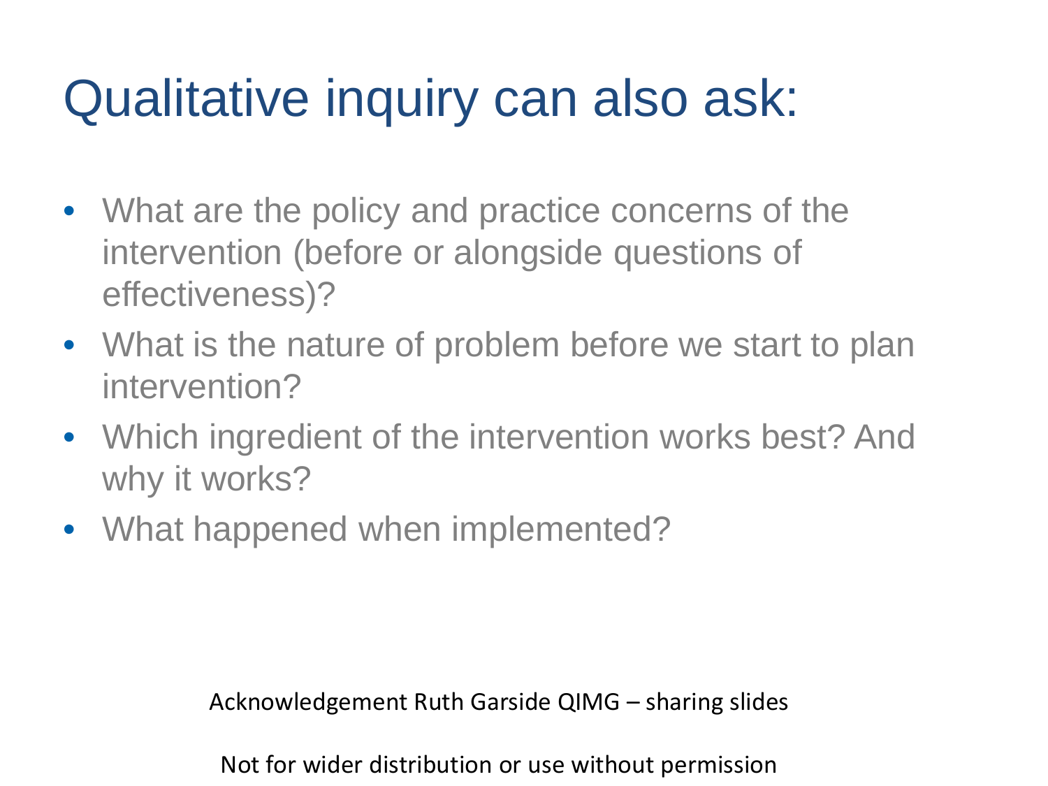# Qualitative inquiry can also ask:

- What are the policy and practice concerns of the intervention (before or alongside questions of effectiveness)?
- What is the nature of problem before we start to plan intervention?
- Which ingredient of the intervention works best? And why it works?
- What happened when implemented?

Acknowledgement Ruth Garside QIMG – sharing slides

Not for wider distribution or use without permission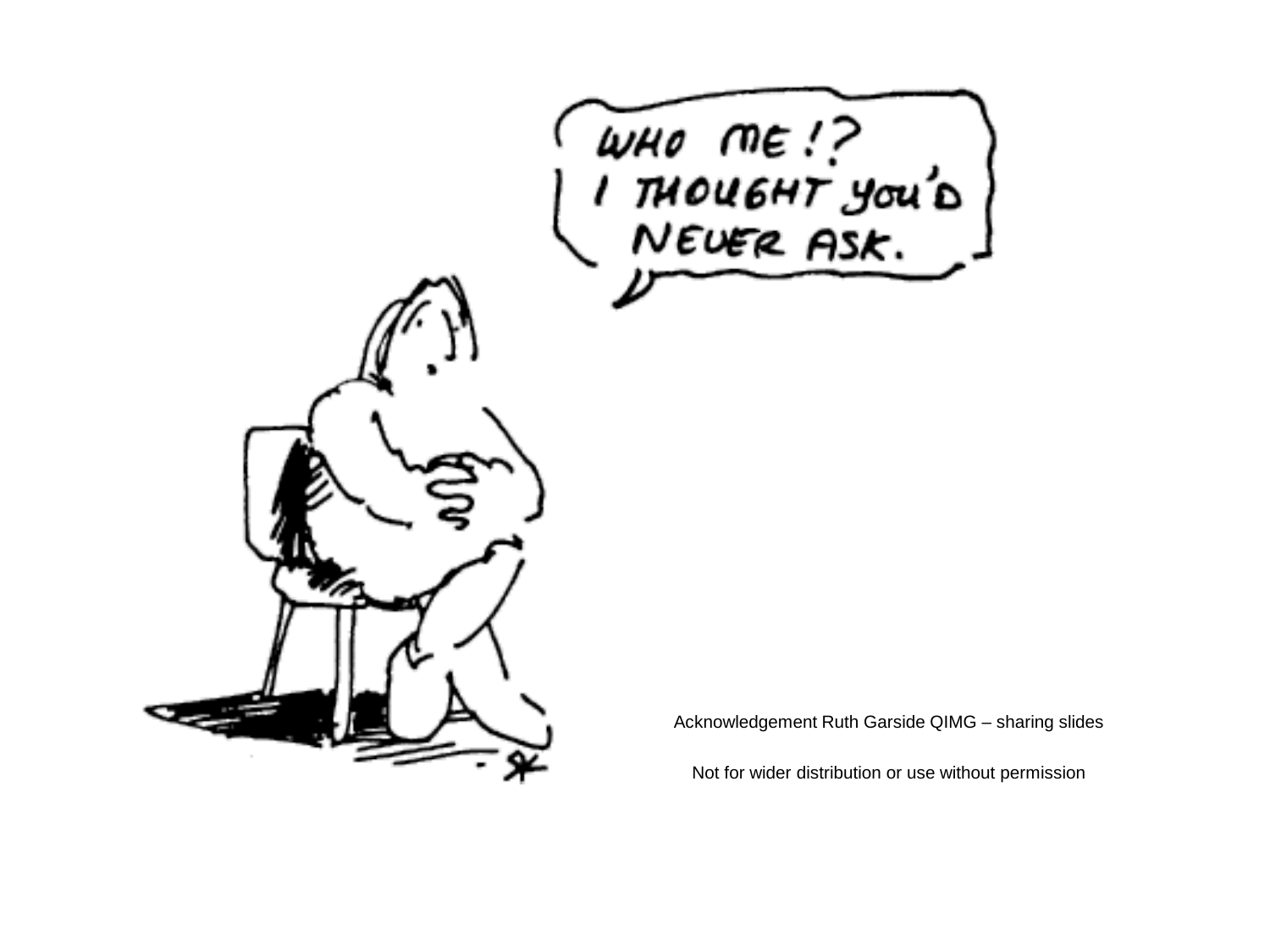WHO ME!?
I THOUGHT YOU'D
NEVER ASK.

Acknowledgement Ruth Garside QIMG – sharing slides

Not for wider distribution or use without permission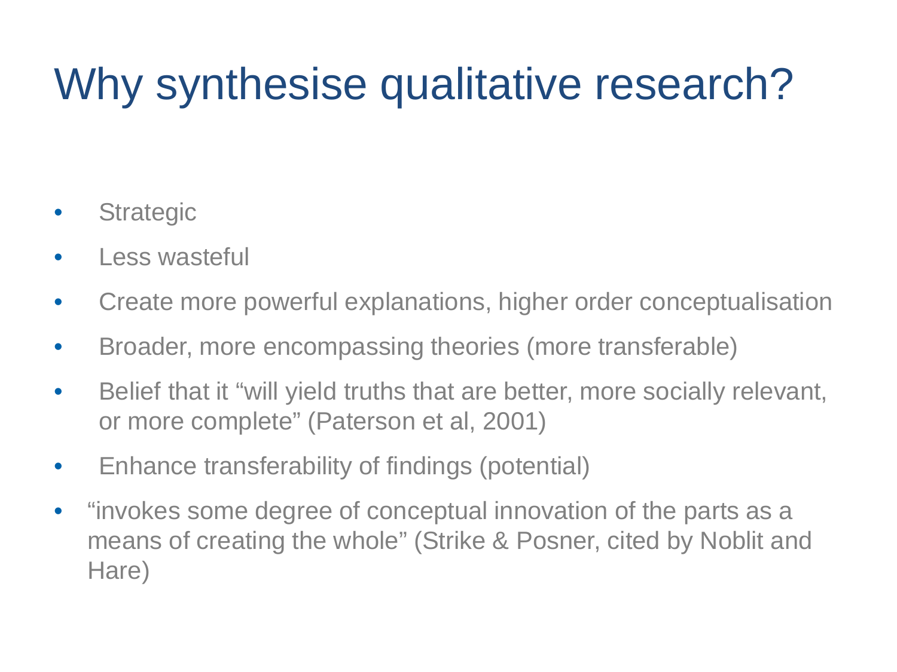# Why synthesise qualitative research?

- Strategic
- Less wasteful
- Create more powerful explanations, higher order conceptualisation
- Broader, more encompassing theories (more transferable)
- Belief that it "will yield truths that are better, more socially relevant, or more complete" (Paterson et al, 2001)
- Enhance transferability of findings (potential)
- "invokes some degree of conceptual innovation of the parts as a means of creating the whole" (Strike & Posner, cited by Noblit and Hare)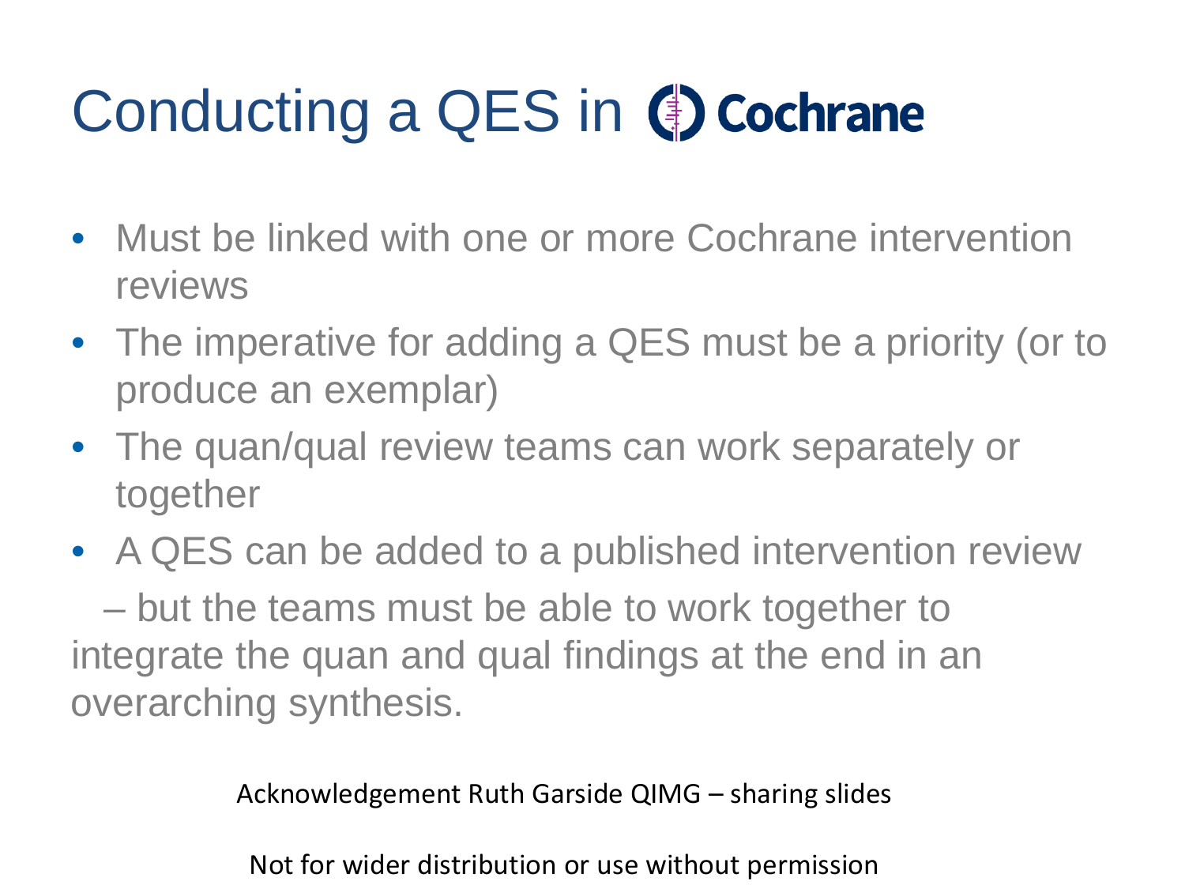# Conducting a QES in Cochrane

- Must be linked with one or more Cochrane intervention reviews
- The imperative for adding a QES must be a priority (or to produce an exemplar)
- The quan/qual review teams can work separately or together
- A QES can be added to a published intervention review

– but the teams must be able to work together to integrate the quan and qual findings at the end in an overarching synthesis.

Acknowledgement Ruth Garside QIMG – sharing slides

Not for wider distribution or use without permission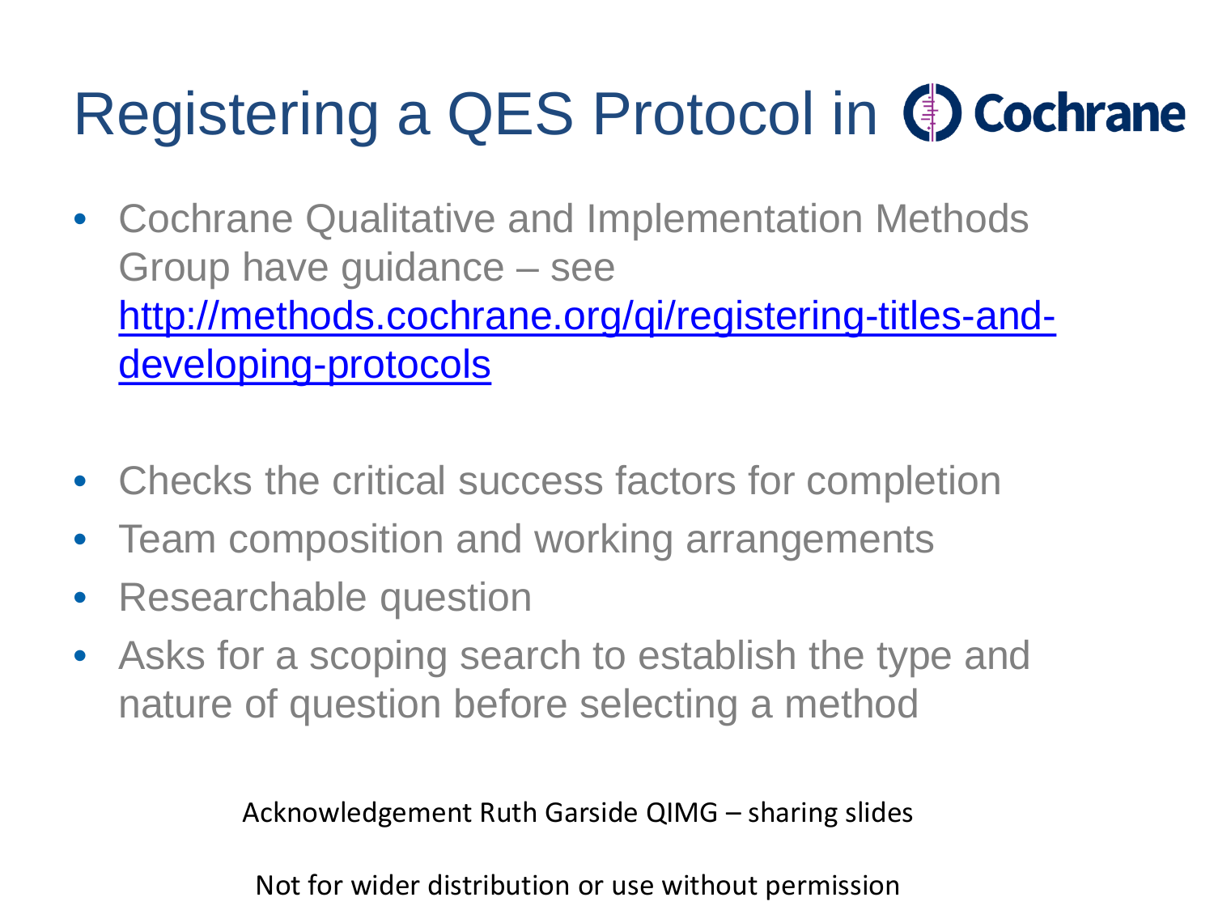# Registering a QES Protocol in Cochrane

- Cochrane Qualitative and Implementation Methods Group have guidance – see [http://methods.cochrane.org/qi/registering-titles-and-developing-protocols](http://methods.cochrane.org/qi/registering-titles-and-developing-protocols)

- Checks the critical success factors for completion
- Team composition and working arrangements
- Researchable question
- Asks for a scoping search to establish the type and nature of question before selecting a method

Acknowledgement Ruth Garside QIMG – sharing slides

Not for wider distribution or use without permission